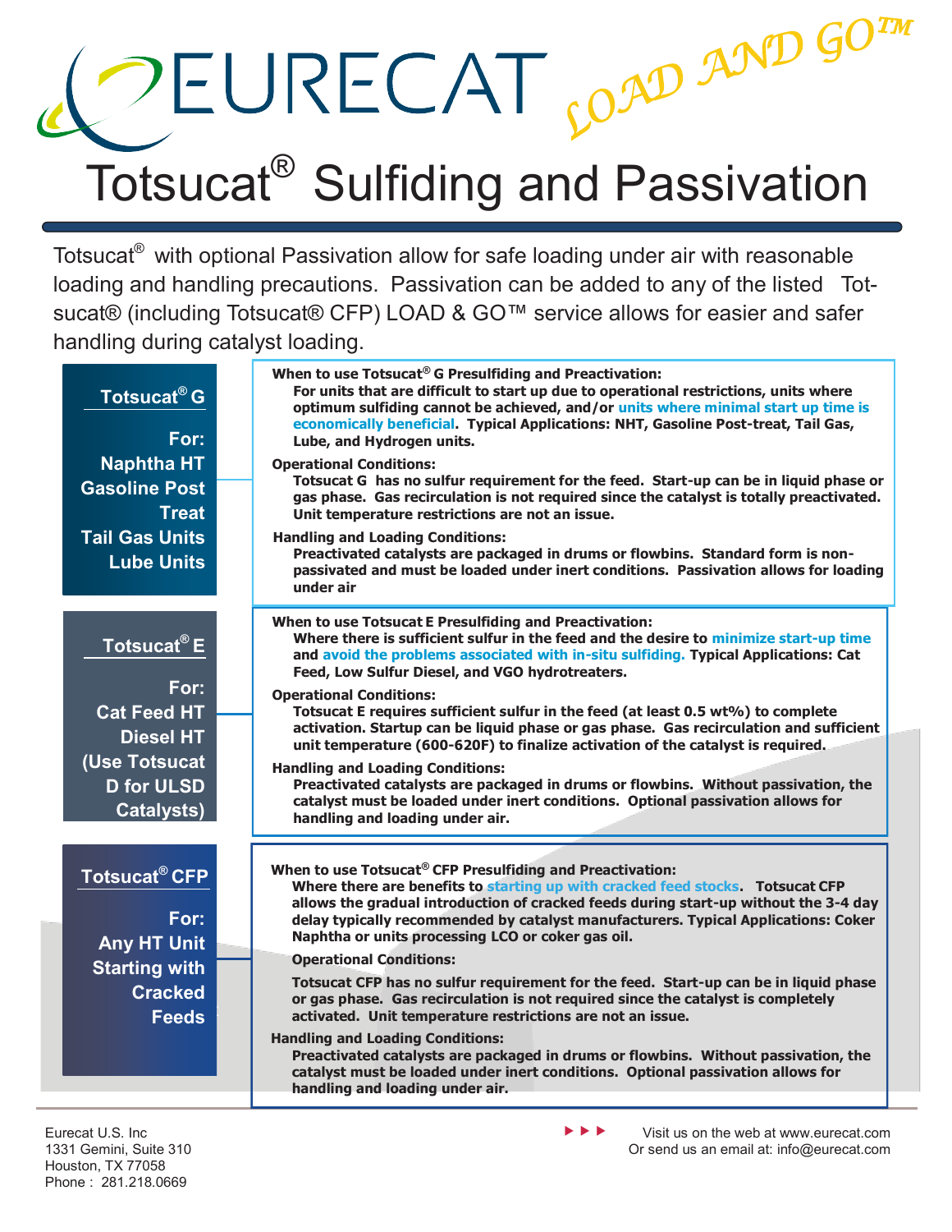# EURECAT

LOAD AND GO™

# Totsucat® Sulfiding and Passivation

Totsucat® with optional Passivation allow for safe loading under air with reasonable loading and handling precautions. Passivation can be added to any of the listed Totsucat® (including Totsucat® CFP) LOAD & GO™ service allows for easier and safer handling during catalyst loading.

## Totsucat® G

**For:** Naphtha HT, Gasoline Post Treat, Tail Gas Units, Lube Units

**When to use Totsucat® G Presulfiding and Preactivation:**
For units that are difficult to start up due to operational restrictions, units where optimum sulfiding cannot be achieved, and/or units where minimal start up time is economically beneficial. Typical Applications: NHT, Gasoline Post-treat, Tail Gas, Lube, and Hydrogen units.

**Operational Conditions:**
Totsucat G has no sulfur requirement for the feed. Start-up can be in liquid phase or gas phase. Gas recirculation is not required since the catalyst is totally preactivated. Unit temperature restrictions are not an issue.

**Handling and Loading Conditions:**
Preactivated catalysts are packaged in drums or flowbins. Standard form is non-passivated and must be loaded under inert conditions. Passivation allows for loading under air

## Totsucat® E

**For:** Cat Feed HT, Diesel HT (Use Totsucat D for ULSD Catalysts)

**When to use Totsucat E Presulfiding and Preactivation:**
Where there is sufficient sulfur in the feed and the desire to minimize start-up time and avoid the problems associated with in-situ sulfiding. Typical Applications: Cat Feed, Low Sulfur Diesel, and VGO hydrotreaters.

**Operational Conditions:**
Totsucat E requires sufficient sulfur in the feed (at least 0.5 wt%) to complete activation. Startup can be liquid phase or gas phase. Gas recirculation and sufficient unit temperature (600-620F) to finalize activation of the catalyst is required.

**Handling and Loading Conditions:**
Preactivated catalysts are packaged in drums or flowbins. Without passivation, the catalyst must be loaded under inert conditions. Optional passivation allows for handling and loading under air.

## Totsucat® CFP

**For:** Any HT Unit Starting with Cracked Feeds

**When to use Totsucat® CFP Presulfiding and Preactivation:**
Where there are benefits to starting up with cracked feed stocks. Totsucat CFP allows the gradual introduction of cracked feeds during start-up without the 3-4 day delay typically recommended by catalyst manufacturers. Typical Applications: Coker Naphtha or units processing LCO or coker gas oil.

**Operational Conditions:**
Totsucat CFP has no sulfur requirement for the feed. Start-up can be in liquid phase or gas phase. Gas recirculation is not required since the catalyst is completely activated. Unit temperature restrictions are not an issue.

**Handling and Loading Conditions:**
Preactivated catalysts are packaged in drums or flowbins. Without passivation, the catalyst must be loaded under inert conditions. Optional passivation allows for handling and loading under air.

---

Eurecat U.S. Inc
1331 Gemini, Suite 310
Houston, TX 77058
Phone : 281.218.0669

Visit us on the web at www.eurecat.com
Or send us an email at: info@eurecat.com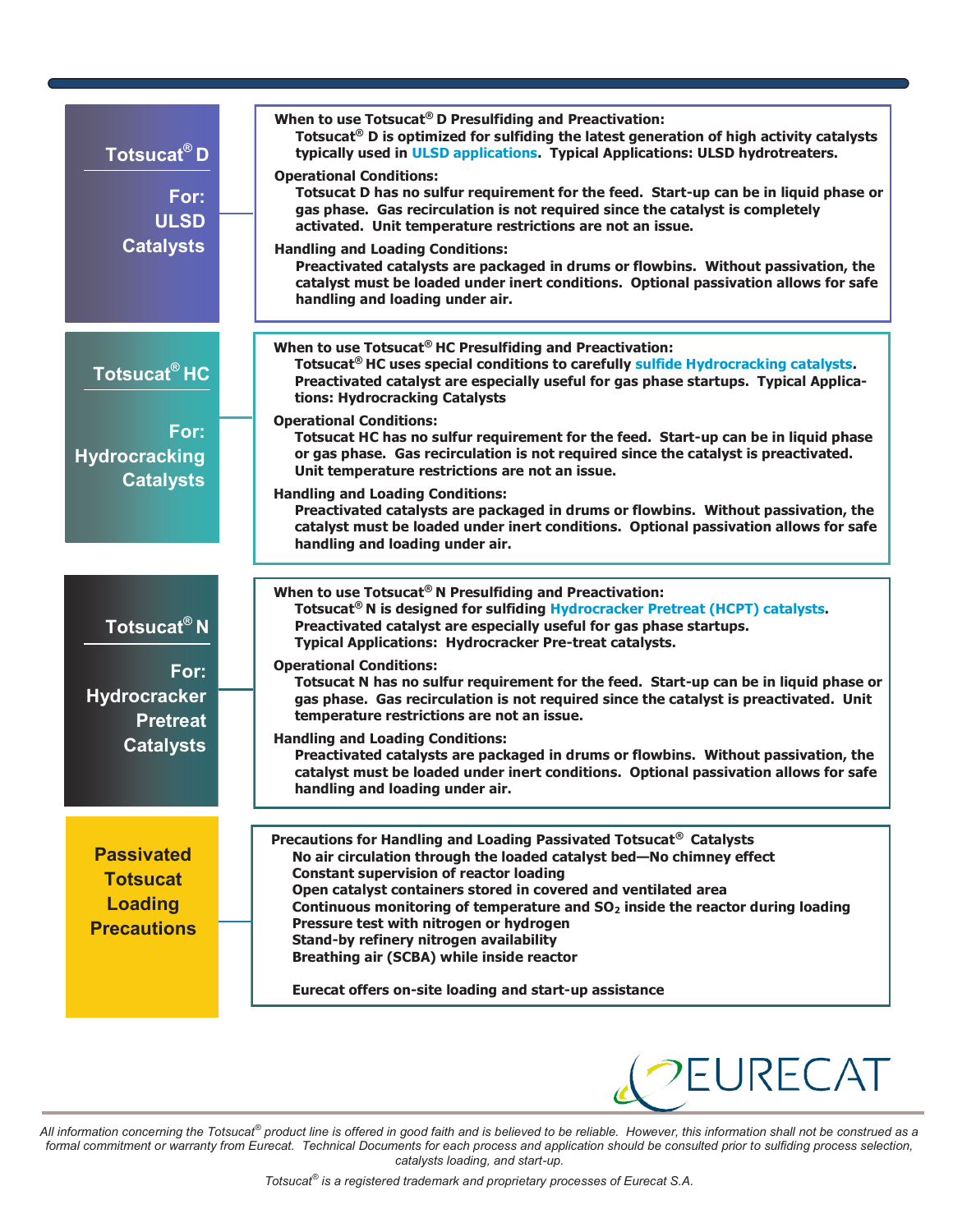## Totsucat® D

**For: ULSD Catalysts**

**When to use Totsucat® D Presulfiding and Preactivation:**
Totsucat® D is optimized for sulfiding the latest generation of high activity catalysts typically used in ULSD applications. Typical Applications: ULSD hydrotreaters.

**Operational Conditions:**
Totsucat D has no sulfur requirement for the feed. Start-up can be in liquid phase or gas phase. Gas recirculation is not required since the catalyst is completely activated. Unit temperature restrictions are not an issue.

**Handling and Loading Conditions:**
Preactivated catalysts are packaged in drums or flowbins. Without passivation, the catalyst must be loaded under inert conditions. Optional passivation allows for safe handling and loading under air.

## Totsucat® HC

**For: Hydrocracking Catalysts**

**When to use Totsucat® HC Presulfiding and Preactivation:**
Totsucat® HC uses special conditions to carefully sulfide Hydrocracking catalysts. Preactivated catalyst are especially useful for gas phase startups. Typical Applications: Hydrocracking Catalysts

**Operational Conditions:**
Totsucat HC has no sulfur requirement for the feed. Start-up can be in liquid phase or gas phase. Gas recirculation is not required since the catalyst is preactivated. Unit temperature restrictions are not an issue.

**Handling and Loading Conditions:**
Preactivated catalysts are packaged in drums or flowbins. Without passivation, the catalyst must be loaded under inert conditions. Optional passivation allows for safe handling and loading under air.

## Totsucat® N

**For: Hydrocracker Pretreat Catalysts**

**When to use Totsucat® N Presulfiding and Preactivation:**
Totsucat® N is designed for sulfiding Hydrocracker Pretreat (HCPT) catalysts. Preactivated catalyst are especially useful for gas phase startups. Typical Applications: Hydrocracker Pre-treat catalysts.

**Operational Conditions:**
Totsucat N has no sulfur requirement for the feed. Start-up can be in liquid phase or gas phase. Gas recirculation is not required since the catalyst is preactivated. Unit temperature restrictions are not an issue.

**Handling and Loading Conditions:**
Preactivated catalysts are packaged in drums or flowbins. Without passivation, the catalyst must be loaded under inert conditions. Optional passivation allows for safe handling and loading under air.

## Passivated Totsucat Loading Precautions

**Precautions for Handling and Loading Passivated Totsucat® Catalysts**
- No air circulation through the loaded catalyst bed—No chimney effect
- Constant supervision of reactor loading
- Open catalyst containers stored in covered and ventilated area
- Continuous monitoring of temperature and $SO_2$ inside the reactor during loading
- Pressure test with nitrogen or hydrogen
- Stand-by refinery nitrogen availability
- Breathing air (SCBA) while inside reactor

**Eurecat offers on-site loading and start-up assistance**

EURECAT

*All information concerning the Totsucat® product line is offered in good faith and is believed to be reliable. However, this information shall not be construed as a formal commitment or warranty from Eurecat. Technical Documents for each process and application should be consulted prior to sulfiding process selection, catalysts loading, and start-up.*

*Totsucat® is a registered trademark and proprietary processes of Eurecat S.A.*